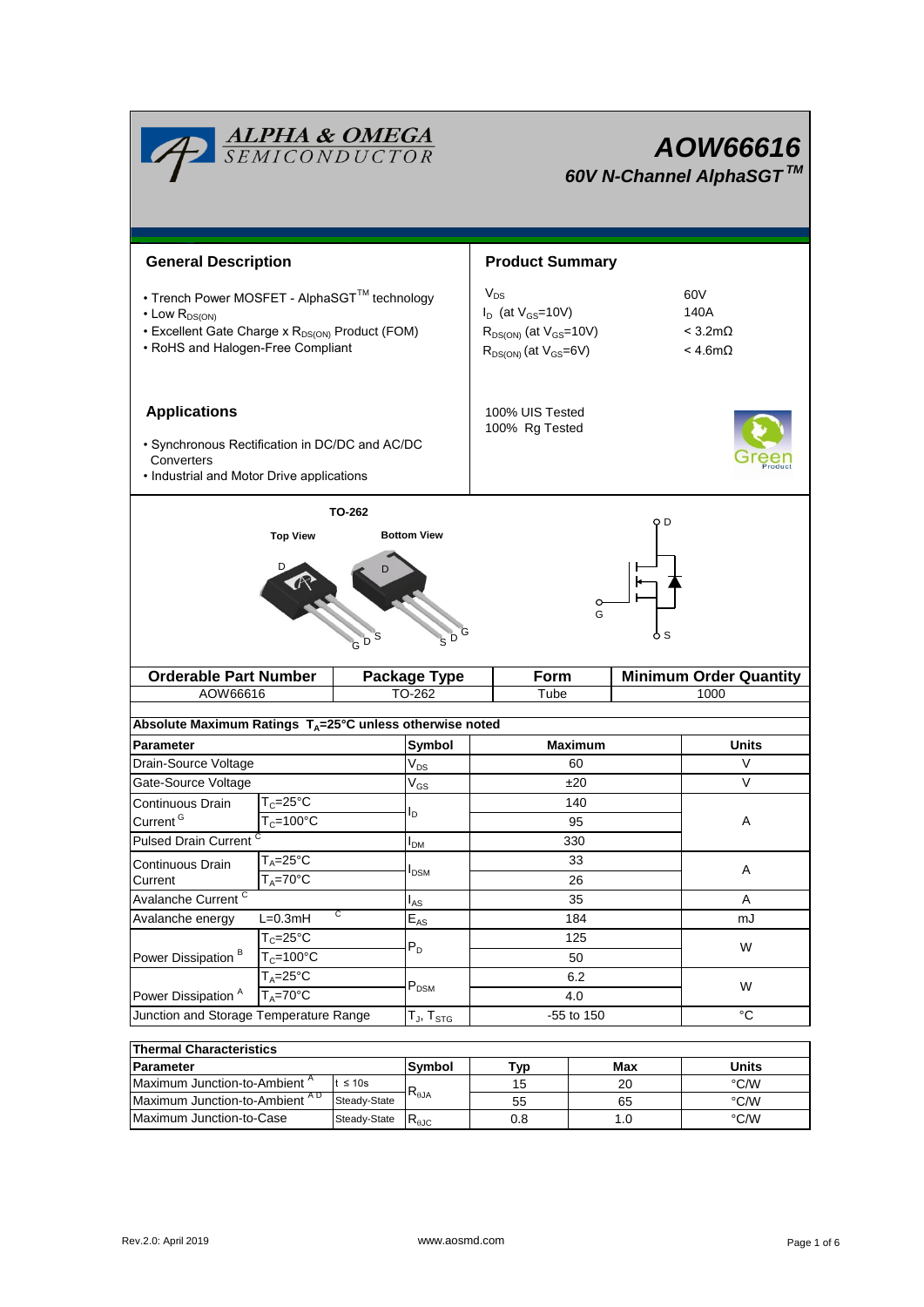# AOW66616

*60V N-Channel AlphaSGT™*

## General Description

- Trench Power MOSFET - AlphaSGT™ technology
- Low $R_{DS(ON)}$
- Excellent Gate Charge x $R_{DS(ON)}$ Product (FOM)
- RoHS and Halogen-Free Compliant

## Product Summary

| | |
|---|---|
| $V_{DS}$ | 60V |
| $I_D$ (at $V_{GS}$=10V) | 140A |
| $R_{DS(ON)}$ (at $V_{GS}$=10V) | < 3.2mΩ |
| $R_{DS(ON)}$ (at $V_{GS}$=6V) | < 4.6mΩ |

100% UIS Tested
100% Rg Tested

## Applications

- Synchronous Rectification in DC/DC and AC/DC Converters
- Industrial and Motor Drive applications

TO-262

Top View — Bottom View

| Orderable Part Number | Package Type | Form | Minimum Order Quantity |
|---|---|---|---|
| AOW66616 | TO-262 | Tube | 1000 |

**Absolute Maximum Ratings $T_A$=25°C unless otherwise noted**

| Parameter | | Symbol | Maximum | Units |
|---|---|---|---|---|
| Drain-Source Voltage | | $V_{DS}$ | 60 | V |
| Gate-Source Voltage | | $V_{GS}$ | ±20 | V |
| Continuous Drain Current [G] | $T_C$=25°C | $I_D$ | 140 | A |
| | $T_C$=100°C | | 95 | |
| Pulsed Drain Current [C] | | $I_{DM}$ | 330 | |
| Continuous Drain Current | $T_A$=25°C | $I_{DSM}$ | 33 | A |
| | $T_A$=70°C | | 26 | |
| Avalanche Current [C] | | $I_{AS}$ | 35 | A |
| Avalanche energy | L=0.3mH [C] | $E_{AS}$ | 184 | mJ |
| Power Dissipation [B] | $T_C$=25°C | $P_D$ | 125 | W |
| | $T_C$=100°C | | 50 | |
| Power Dissipation [A] | $T_A$=25°C | $P_{DSM}$ | 6.2 | W |
| | $T_A$=70°C | | 4.0 | |
| Junction and Storage Temperature Range | | $T_J$, $T_{STG}$ | -55 to 150 | °C |

**Thermal Characteristics**

| Parameter | | Symbol | Typ | Max | Units |
|---|---|---|---|---|---|
| Maximum Junction-to-Ambient [A] | t ≤ 10s | $R_{\theta JA}$ | 15 | 20 | °C/W |
| Maximum Junction-to-Ambient [A D] | Steady-State | | 55 | 65 | °C/W |
| Maximum Junction-to-Case | Steady-State | $R_{\theta JC}$ | 0.8 | 1.0 | °C/W |

Rev.2.0: April 2019 www.aosmd.com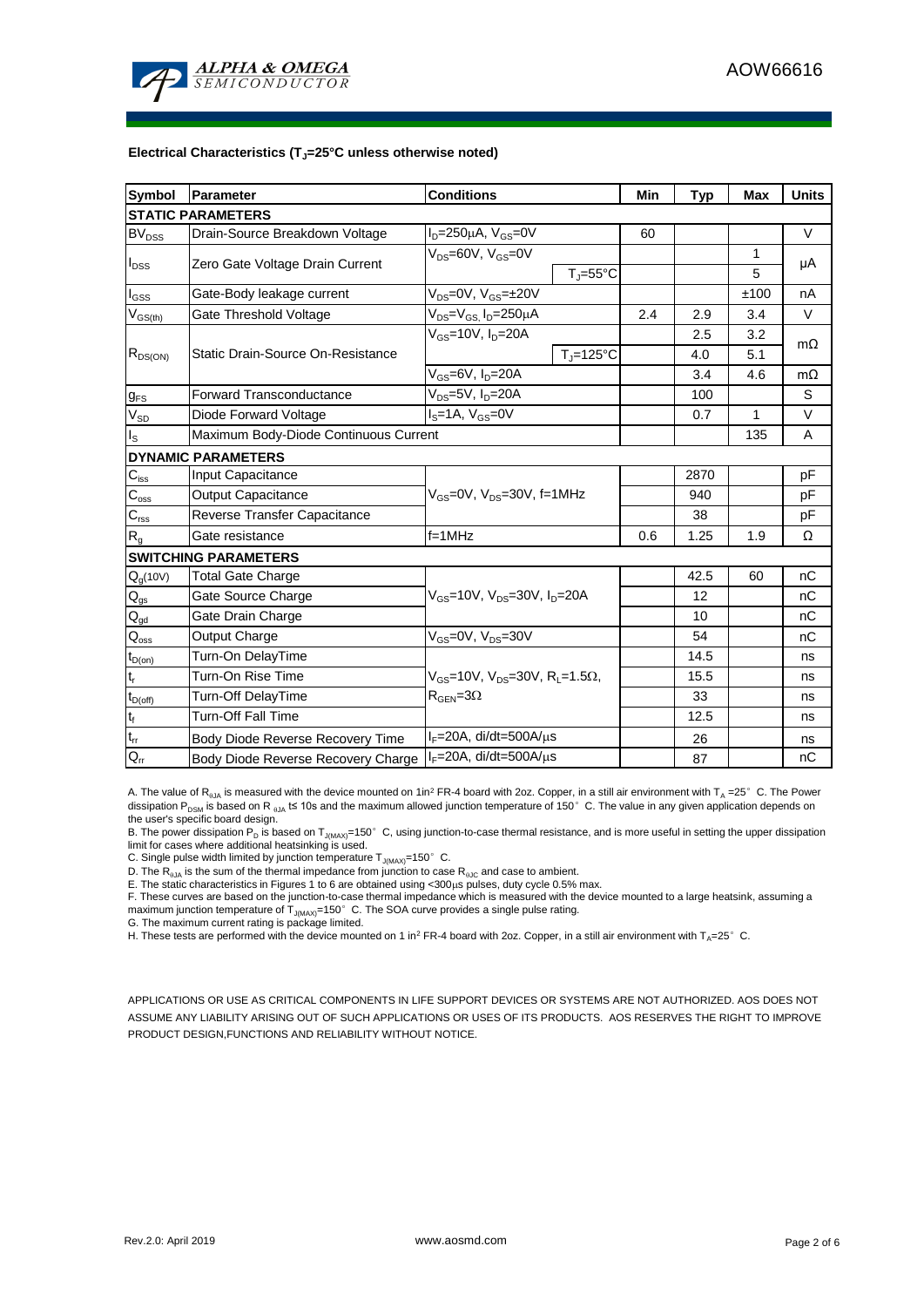**Electrical Characteristics ($T_J$=25°C unless otherwise noted)**

| Symbol | Parameter | Conditions | | Min | Typ | Max | Units |
|---|---|---|---|---|---|---|---|
| **STATIC PARAMETERS** | | | | | | | |
| $BV_{DSS}$ | Drain-Source Breakdown Voltage | $I_D$=250µA, $V_{GS}$=0V | | 60 | | | V |
| $I_{DSS}$ | Zero Gate Voltage Drain Current | $V_{DS}$=60V, $V_{GS}$=0V | | | | 1 | µA |
| | | | $T_J$=55°C | | | 5 | |
| $I_{GSS}$ | Gate-Body leakage current | $V_{DS}$=0V, $V_{GS}$=±20V | | | | ±100 | nA |
| $V_{GS(th)}$ | Gate Threshold Voltage | $V_{DS}$=$V_{GS}$, $I_D$=250µA | | 2.4 | 2.9 | 3.4 | V |
| $R_{DS(ON)}$ | Static Drain-Source On-Resistance | $V_{GS}$=10V, $I_D$=20A | | | 2.5 | 3.2 | mΩ |
| | | | $T_J$=125°C | | 4.0 | 5.1 | |
| | | $V_{GS}$=6V, $I_D$=20A | | | 3.4 | 4.6 | mΩ |
| $g_{FS}$ | Forward Transconductance | $V_{DS}$=5V, $I_D$=20A | | | 100 | | S |
| $V_{SD}$ | Diode Forward Voltage | $I_S$=1A, $V_{GS}$=0V | | | 0.7 | 1 | V |
| $I_S$ | Maximum Body-Diode Continuous Current | | | | | 135 | A |
| **DYNAMIC PARAMETERS** | | | | | | | |
| $C_{iss}$ | Input Capacitance | $V_{GS}$=0V, $V_{DS}$=30V, f=1MHz | | | 2870 | | pF |
| $C_{oss}$ | Output Capacitance | | | | 940 | | pF |
| $C_{rss}$ | Reverse Transfer Capacitance | | | | 38 | | pF |
| $R_g$ | Gate resistance | f=1MHz | | 0.6 | 1.25 | 1.9 | Ω |
| **SWITCHING PARAMETERS** | | | | | | | |
| $Q_g$(10V) | Total Gate Charge | $V_{GS}$=10V, $V_{DS}$=30V, $I_D$=20A | | | 42.5 | 60 | nC |
| $Q_{gs}$ | Gate Source Charge | | | | 12 | | nC |
| $Q_{gd}$ | Gate Drain Charge | | | | 10 | | nC |
| $Q_{oss}$ | Output Charge | $V_{GS}$=0V, $V_{DS}$=30V | | | 54 | | nC |
| $t_{D(on)}$ | Turn-On DelayTime | $V_{GS}$=10V, $V_{DS}$=30V, $R_L$=1.5Ω, $R_{GEN}$=3Ω | | | 14.5 | | ns |
| $t_r$ | Turn-On Rise Time | | | | 15.5 | | ns |
| $t_{D(off)}$ | Turn-Off DelayTime | | | | 33 | | ns |
| $t_f$ | Turn-Off Fall Time | | | | 12.5 | | ns |
| $t_{rr}$ | Body Diode Reverse Recovery Time | $I_F$=20A, di/dt=500A/µs | | | 26 | | ns |
| $Q_{rr}$ | Body Diode Reverse Recovery Charge | $I_F$=20A, di/dt=500A/µs | | | 87 | | nC |

A. The value of $R_{\theta JA}$ is measured with the device mounted on 1in² FR-4 board with 2oz. Copper, in a still air environment with $T_A$ =25°C. The Power dissipation $P_{DSM}$ is based on $R_{\theta JA}$ t≤ 10s and the maximum allowed junction temperature of 150°C. The value in any given application depends on the user's specific board design.

B. The power dissipation $P_D$ is based on $T_{J(MAX)}$=150°C, using junction-to-case thermal resistance, and is more useful in setting the upper dissipation limit for cases where additional heatsinking is used.

C. Single pulse width limited by junction temperature $T_{J(MAX)}$=150°C.

D. The $R_{\theta JA}$ is the sum of the thermal impedance from junction to case $R_{\theta JC}$ and case to ambient.

E. The static characteristics in Figures 1 to 6 are obtained using <300µs pulses, duty cycle 0.5% max.

F. These curves are based on the junction-to-case thermal impedance which is measured with the device mounted to a large heatsink, assuming a maximum junction temperature of $T_{J(MAX)}$=150°C. The SOA curve provides a single pulse rating.

G. The maximum current rating is package limited.

H. These tests are performed with the device mounted on 1 in² FR-4 board with 2oz. Copper, in a still air environment with $T_A$=25°C.

APPLICATIONS OR USE AS CRITICAL COMPONENTS IN LIFE SUPPORT DEVICES OR SYSTEMS ARE NOT AUTHORIZED. AOS DOES NOT ASSUME ANY LIABILITY ARISING OUT OF SUCH APPLICATIONS OR USES OF ITS PRODUCTS. AOS RESERVES THE RIGHT TO IMPROVE PRODUCT DESIGN,FUNCTIONS AND RELIABILITY WITHOUT NOTICE.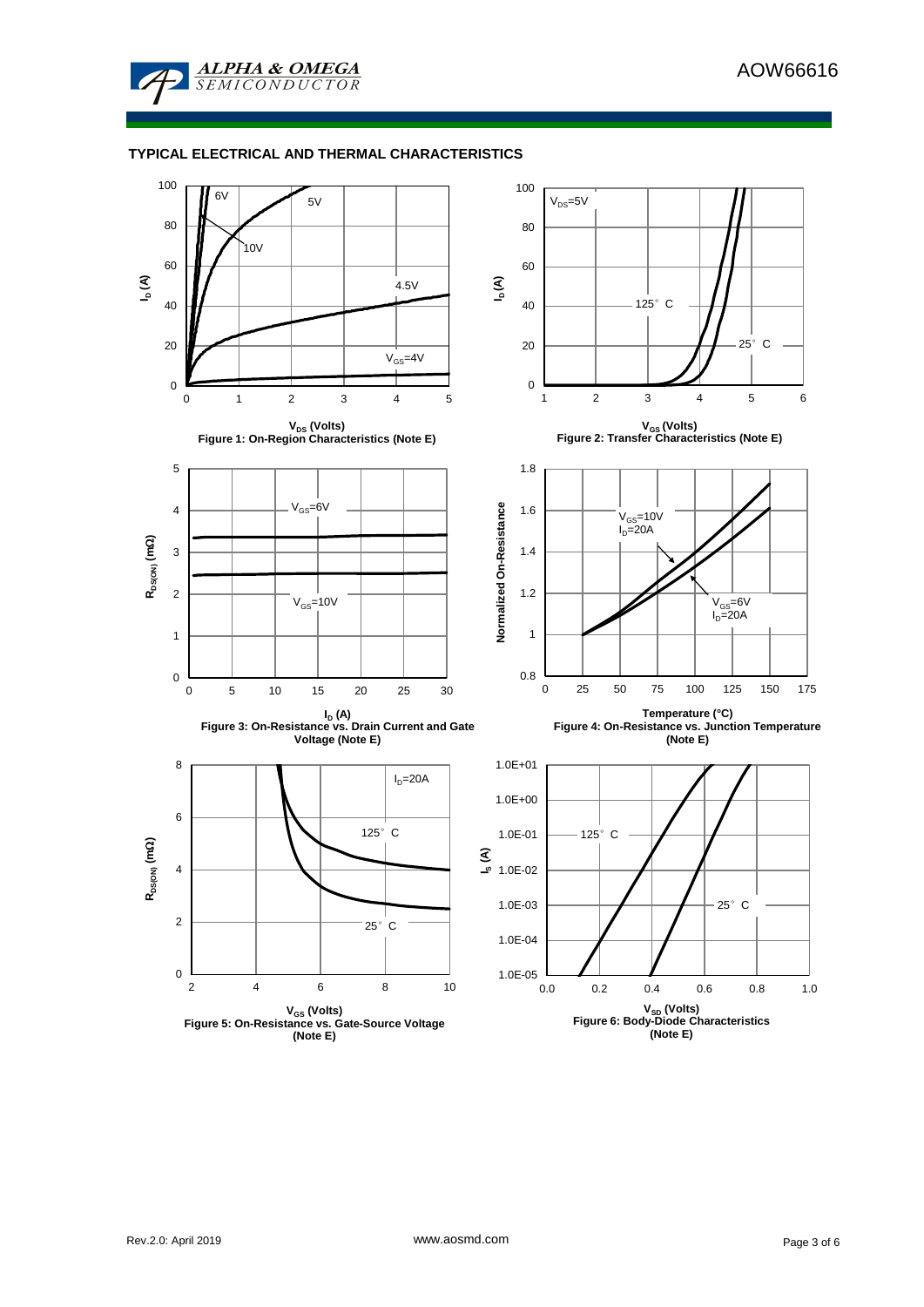## TYPICAL ELECTRICAL AND THERMAL CHARACTERISTICS

Figure 1: On-Region Characteristics (Note E)

Figure 2: Transfer Characteristics (Note E)

Figure 3: On-Resistance vs. Drain Current and Gate Voltage (Note E)

Figure 4: On-Resistance vs. Junction Temperature (Note E)

Figure 5: On-Resistance vs. Gate-Source Voltage (Note E)

Figure 6: Body-Diode Characteristics (Note E)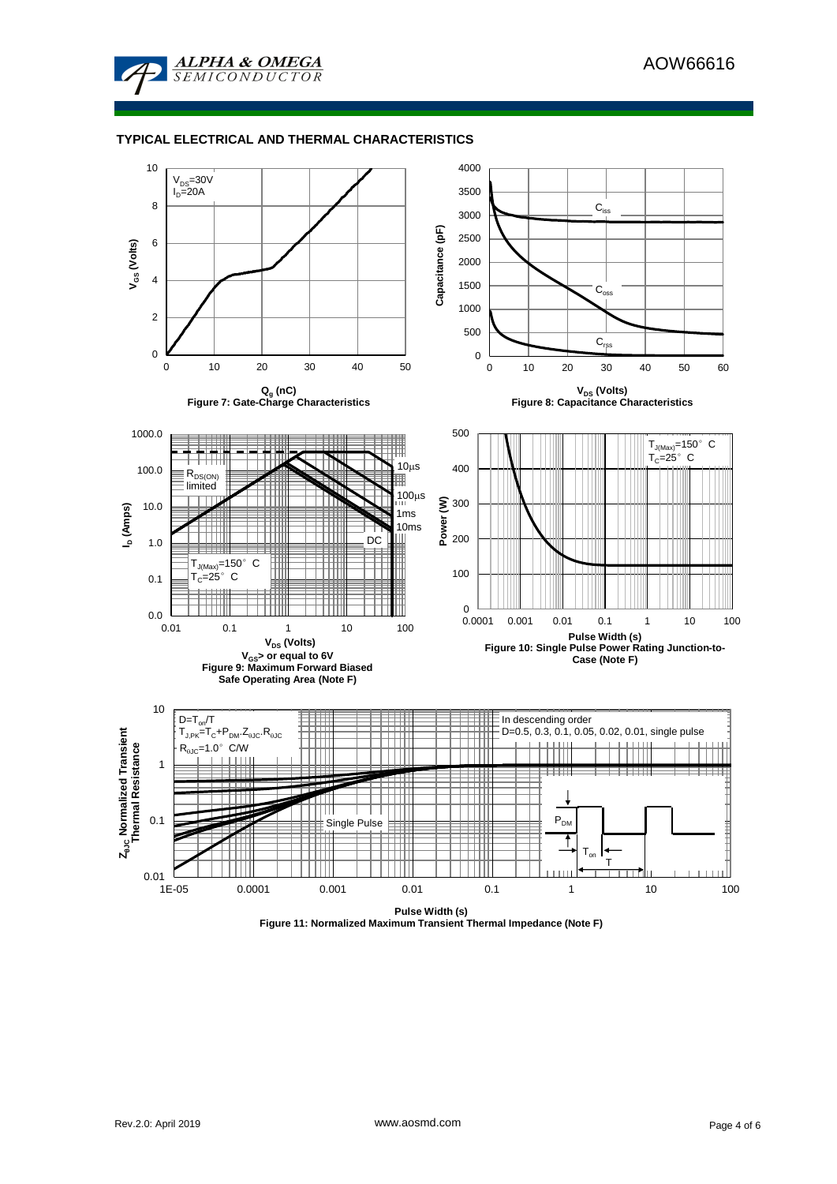## TYPICAL ELECTRICAL AND THERMAL CHARACTERISTICS

$V_{DS}$=30V
$I_D$=20A

$V_{GS}$ (Volts)

$Q_g$ (nC)
Figure 7: Gate-Charge Characteristics

$C_{iss}$
$C_{oss}$
$C_{rss}$

Capacitance (pF)

$V_{DS}$ (Volts)
Figure 8: Capacitance Characteristics

$R_{DS(ON)}$ limited

10µs
100µs
1ms
10ms
DC

$T_{J(Max)}$=150° C
$T_C$=25° C

$I_D$ (Amps)

$V_{DS}$ (Volts)
$V_{GS}$> or equal to 6V
Figure 9: Maximum Forward Biased Safe Operating Area (Note F)

$T_{J(Max)}$=150° C
$T_C$=25° C

Power (W)

Pulse Width (s)
Figure 10: Single Pulse Power Rating Junction-to-Case (Note F)

D=$T_{on}$/T
$T_{J,PK}$=$T_C$+$P_{DM}$.$Z_{\theta JC}$.$R_{\theta JC}$
$R_{\theta JC}$=1.0° C/W

In descending order
D=0.5, 0.3, 0.1, 0.05, 0.02, 0.01, single pulse

Single Pulse

$P_{DM}$
$T_{on}$
T

$Z_{\theta JC}$ Normalized Transient Thermal Resistance

Pulse Width (s)
Figure 11: Normalized Maximum Transient Thermal Impedance (Note F)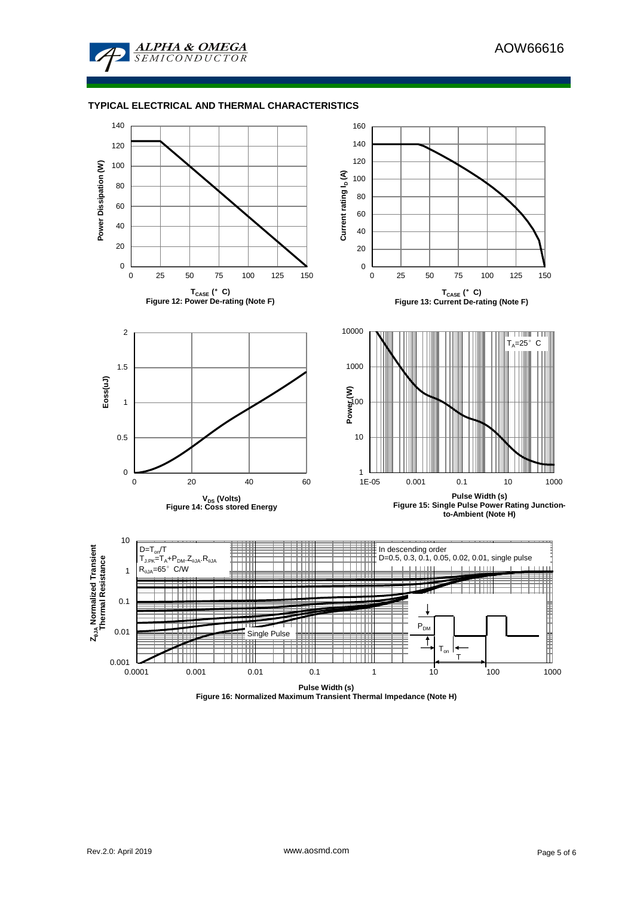## TYPICAL ELECTRICAL AND THERMAL CHARACTERISTICS

Figure 12: Power De-rating (Note F)

Figure 13: Current De-rating (Note F)

Figure 14: Coss stored Energy

Figure 15: Single Pulse Power Rating Junction-to-Ambient (Note H)

Figure 16: Normalized Maximum Transient Thermal Impedance (Note H)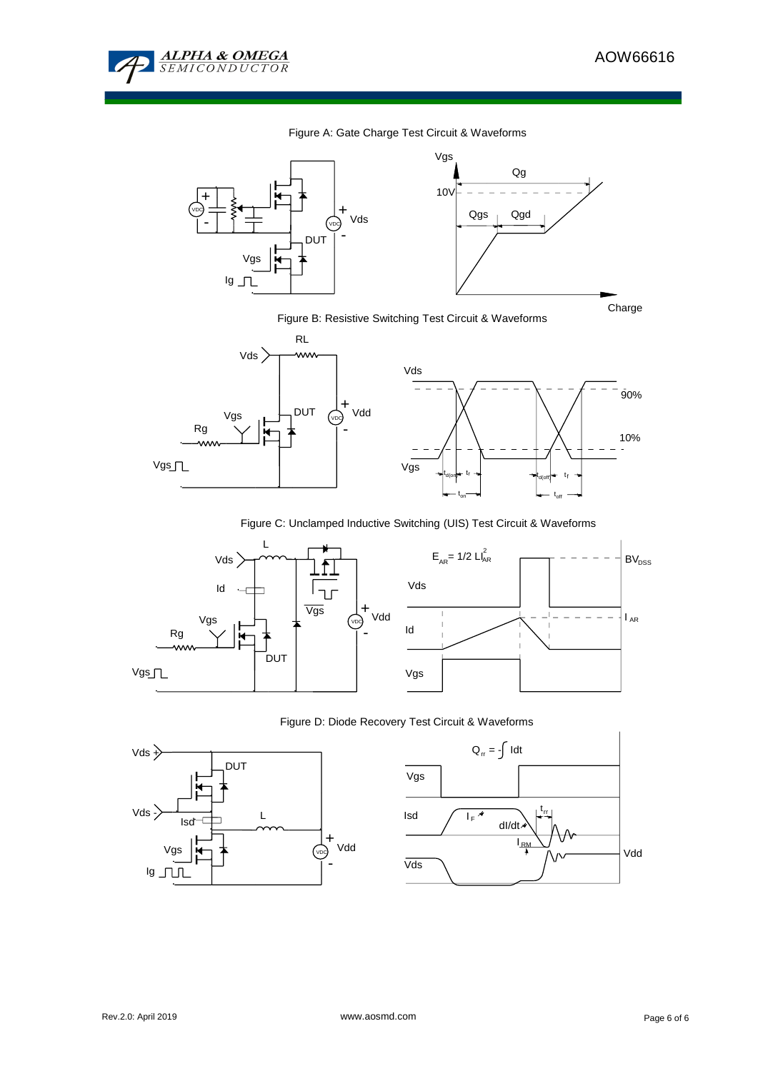Figure A: Gate Charge Test Circuit & Waveforms

VDC
\+
\-
Vds
DUT
Vgs
Ig

Vgs
Qg
10V
Qgs
Qgd
Charge

Figure B: Resistive Switching Test Circuit & Waveforms

RL
Vds
Vgs
DUT
Vdd
Rg
Vgs

Vds
90%
10%
Vgs
$t_{d(on)}$
$t_r$
$t_{on}$
$t_{d(off)}$
$t_f$
$t_{off}$

Figure C: Unclamped Inductive Switching (UIS) Test Circuit & Waveforms

L
Vds
Id
Vgs
Rg
Vgs
DUT
Vdd

$E_{AR} = 1/2\ LI_{AR}^2$
$BV_{DSS}$
Vds
Id
$I_{AR}$
Vgs

Figure D: Diode Recovery Test Circuit & Waveforms

Vds +
DUT
Vds -
Isd
L
Vgs
Vdd
Ig

$Q_{rr} = -\int Idt$
Vgs
Isd
$I_F$
$t_{rr}$
dI/dt
$I_{RM}$
Vds
Vdd